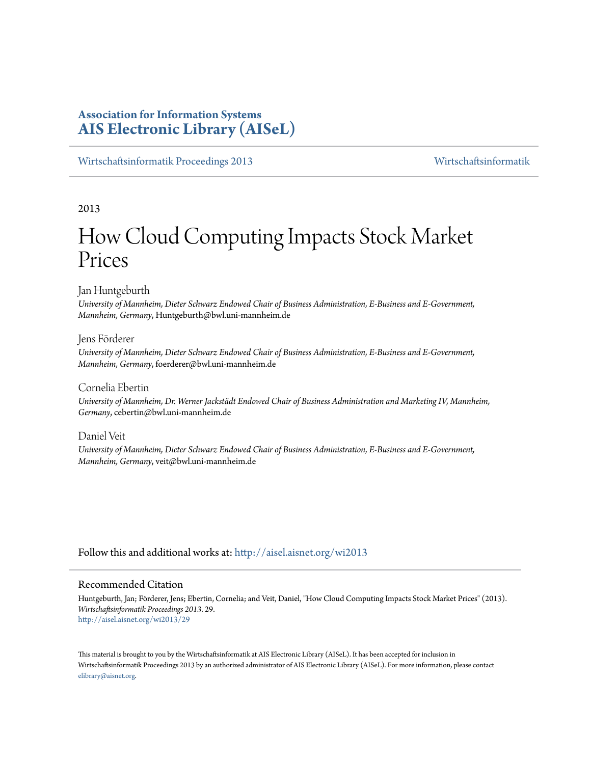**Association for Information Systems**
**AIS Electronic Library (AISeL)**

Wirtschaftsinformatik Proceedings 2013 | Wirtschaftsinformatik

2013

# How Cloud Computing Impacts Stock Market Prices

Jan Huntgeburth
*University of Mannheim, Dieter Schwarz Endowed Chair of Business Administration, E-Business and E-Government, Mannheim, Germany*, Huntgeburth@bwl.uni-mannheim.de

Jens Förderer
*University of Mannheim, Dieter Schwarz Endowed Chair of Business Administration, E-Business and E-Government, Mannheim, Germany*, foerderer@bwl.uni-mannheim.de

Cornelia Ebertin
*University of Mannheim, Dr. Werner Jackstädt Endowed Chair of Business Administration and Marketing IV, Mannheim, Germany*, cebertin@bwl.uni-mannheim.de

Daniel Veit
*University of Mannheim, Dieter Schwarz Endowed Chair of Business Administration, E-Business and E-Government, Mannheim, Germany*, veit@bwl.uni-mannheim.de

Follow this and additional works at: http://aisel.aisnet.org/wi2013

## Recommended Citation

Huntgeburth, Jan; Förderer, Jens; Ebertin, Cornelia; and Veit, Daniel, "How Cloud Computing Impacts Stock Market Prices" (2013). *Wirtschaftsinformatik Proceedings 2013*. 29.
http://aisel.aisnet.org/wi2013/29

This material is brought to you by the Wirtschaftsinformatik at AIS Electronic Library (AISeL). It has been accepted for inclusion in Wirtschaftsinformatik Proceedings 2013 by an authorized administrator of AIS Electronic Library (AISeL). For more information, please contact elibrary@aisnet.org.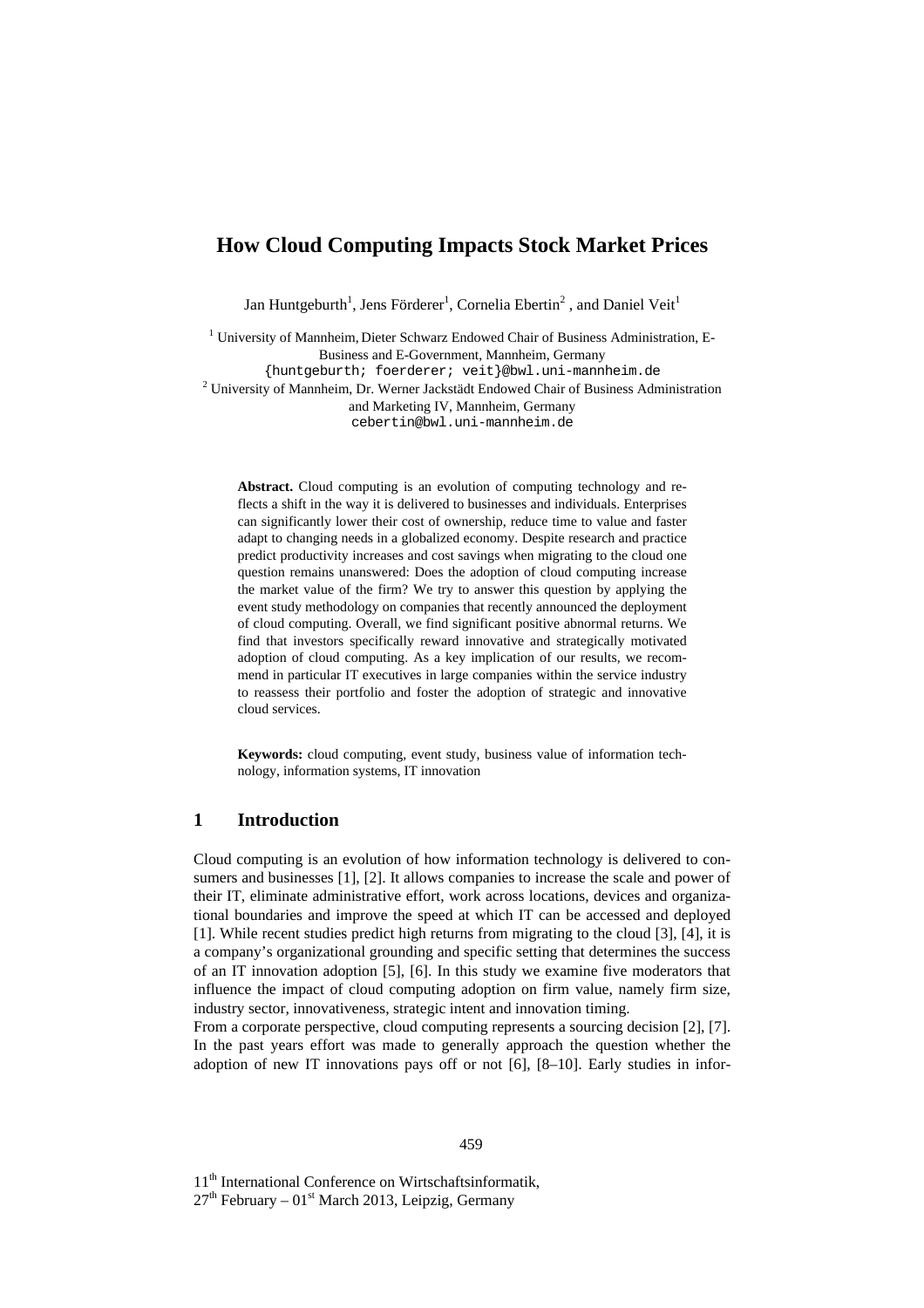# How Cloud Computing Impacts Stock Market Prices

Jan Huntgeburth[1], Jens Förderer[1], Cornelia Ebertin[2], and Daniel Veit[1]

[1] University of Mannheim, Dieter Schwarz Endowed Chair of Business Administration, E-Business and E-Government, Mannheim, Germany
{huntgeburth; foerderer; veit}@bwl.uni-mannheim.de
[2] University of Mannheim, Dr. Werner Jackstädt Endowed Chair of Business Administration and Marketing IV, Mannheim, Germany
cebertin@bwl.uni-mannheim.de

**Abstract.** Cloud computing is an evolution of computing technology and reflects a shift in the way it is delivered to businesses and individuals. Enterprises can significantly lower their cost of ownership, reduce time to value and faster adapt to changing needs in a globalized economy. Despite research and practice predict productivity increases and cost savings when migrating to the cloud one question remains unanswered: Does the adoption of cloud computing increase the market value of the firm? We try to answer this question by applying the event study methodology on companies that recently announced the deployment of cloud computing. Overall, we find significant positive abnormal returns. We find that investors specifically reward innovative and strategically motivated adoption of cloud computing. As a key implication of our results, we recommend in particular IT executives in large companies within the service industry to reassess their portfolio and foster the adoption of strategic and innovative cloud services.

**Keywords:** cloud computing, event study, business value of information technology, information systems, IT innovation

## 1 Introduction

Cloud computing is an evolution of how information technology is delivered to consumers and businesses [1], [2]. It allows companies to increase the scale and power of their IT, eliminate administrative effort, work across locations, devices and organizational boundaries and improve the speed at which IT can be accessed and deployed [1]. While recent studies predict high returns from migrating to the cloud [3], [4], it is a company's organizational grounding and specific setting that determines the success of an IT innovation adoption [5], [6]. In this study we examine five moderators that influence the impact of cloud computing adoption on firm value, namely firm size, industry sector, innovativeness, strategic intent and innovation timing.

From a corporate perspective, cloud computing represents a sourcing decision [2], [7]. In the past years effort was made to generally approach the question whether the adoption of new IT innovations pays off or not [6], [8–10]. Early studies in infor-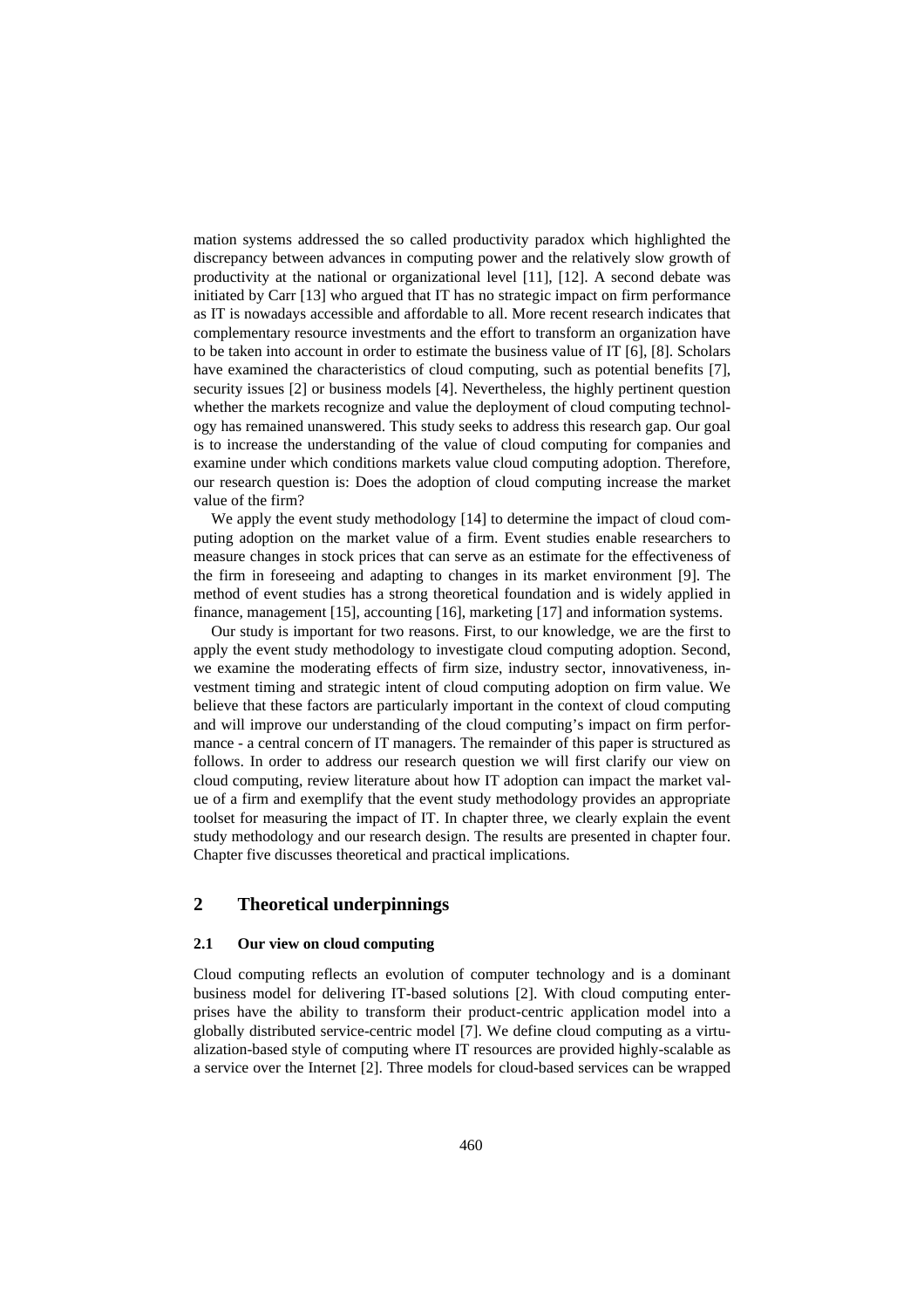mation systems addressed the so called productivity paradox which highlighted the discrepancy between advances in computing power and the relatively slow growth of productivity at the national or organizational level [11], [12]. A second debate was initiated by Carr [13] who argued that IT has no strategic impact on firm performance as IT is nowadays accessible and affordable to all. More recent research indicates that complementary resource investments and the effort to transform an organization have to be taken into account in order to estimate the business value of IT [6], [8]. Scholars have examined the characteristics of cloud computing, such as potential benefits [7], security issues [2] or business models [4]. Nevertheless, the highly pertinent question whether the markets recognize and value the deployment of cloud computing technology has remained unanswered. This study seeks to address this research gap. Our goal is to increase the understanding of the value of cloud computing for companies and examine under which conditions markets value cloud computing adoption. Therefore, our research question is: Does the adoption of cloud computing increase the market value of the firm?

We apply the event study methodology [14] to determine the impact of cloud computing adoption on the market value of a firm. Event studies enable researchers to measure changes in stock prices that can serve as an estimate for the effectiveness of the firm in foreseeing and adapting to changes in its market environment [9]. The method of event studies has a strong theoretical foundation and is widely applied in finance, management [15], accounting [16], marketing [17] and information systems.

Our study is important for two reasons. First, to our knowledge, we are the first to apply the event study methodology to investigate cloud computing adoption. Second, we examine the moderating effects of firm size, industry sector, innovativeness, investment timing and strategic intent of cloud computing adoption on firm value. We believe that these factors are particularly important in the context of cloud computing and will improve our understanding of the cloud computing's impact on firm performance - a central concern of IT managers. The remainder of this paper is structured as follows. In order to address our research question we will first clarify our view on cloud computing, review literature about how IT adoption can impact the market value of a firm and exemplify that the event study methodology provides an appropriate toolset for measuring the impact of IT. In chapter three, we clearly explain the event study methodology and our research design. The results are presented in chapter four. Chapter five discusses theoretical and practical implications.

## 2 Theoretical underpinnings

### 2.1 Our view on cloud computing

Cloud computing reflects an evolution of computer technology and is a dominant business model for delivering IT-based solutions [2]. With cloud computing enterprises have the ability to transform their product-centric application model into a globally distributed service-centric model [7]. We define cloud computing as a virtualization-based style of computing where IT resources are provided highly-scalable as a service over the Internet [2]. Three models for cloud-based services can be wrapped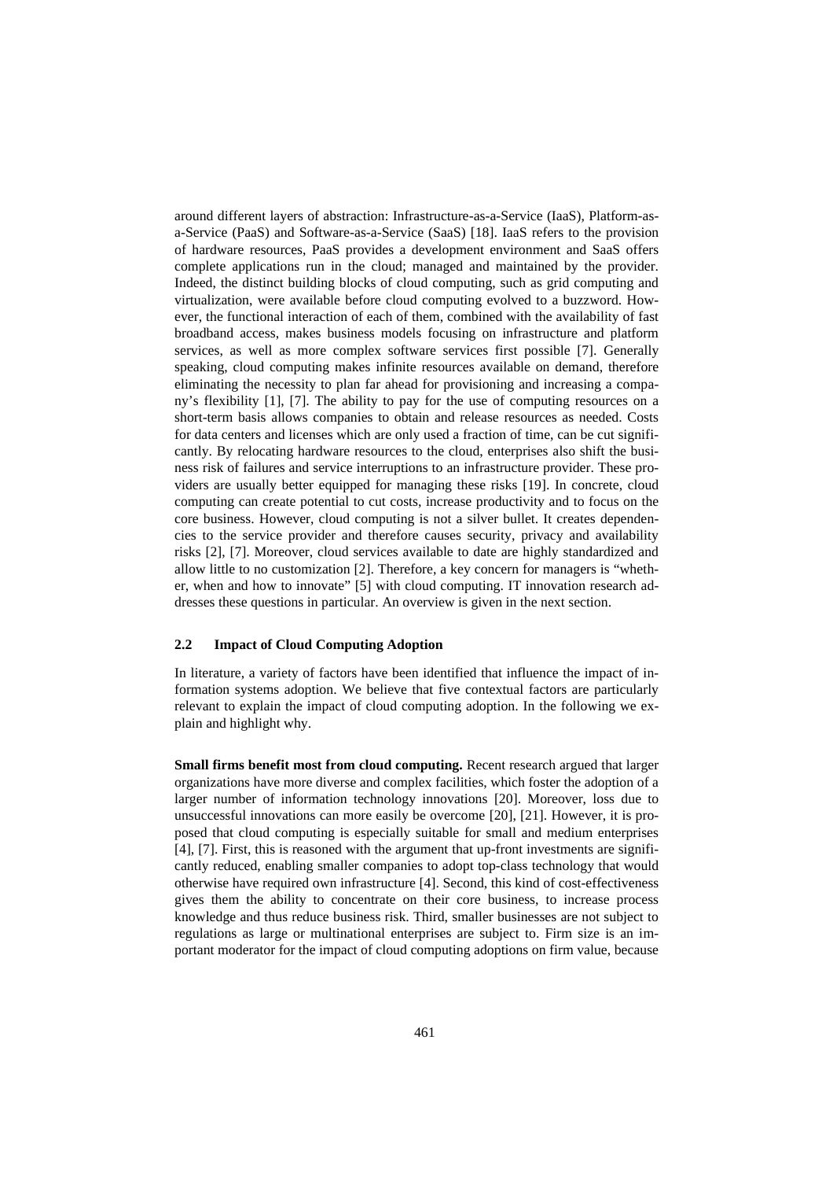around different layers of abstraction: Infrastructure-as-a-Service (IaaS), Platform-as-a-Service (PaaS) and Software-as-a-Service (SaaS) [18]. IaaS refers to the provision of hardware resources, PaaS provides a development environment and SaaS offers complete applications run in the cloud; managed and maintained by the provider. Indeed, the distinct building blocks of cloud computing, such as grid computing and virtualization, were available before cloud computing evolved to a buzzword. However, the functional interaction of each of them, combined with the availability of fast broadband access, makes business models focusing on infrastructure and platform services, as well as more complex software services first possible [7]. Generally speaking, cloud computing makes infinite resources available on demand, therefore eliminating the necessity to plan far ahead for provisioning and increasing a company's flexibility [1], [7]. The ability to pay for the use of computing resources on a short-term basis allows companies to obtain and release resources as needed. Costs for data centers and licenses which are only used a fraction of time, can be cut significantly. By relocating hardware resources to the cloud, enterprises also shift the business risk of failures and service interruptions to an infrastructure provider. These providers are usually better equipped for managing these risks [19]. In concrete, cloud computing can create potential to cut costs, increase productivity and to focus on the core business. However, cloud computing is not a silver bullet. It creates dependencies to the service provider and therefore causes security, privacy and availability risks [2], [7]. Moreover, cloud services available to date are highly standardized and allow little to no customization [2]. Therefore, a key concern for managers is "whether, when and how to innovate" [5] with cloud computing. IT innovation research addresses these questions in particular. An overview is given in the next section.

### 2.2 Impact of Cloud Computing Adoption

In literature, a variety of factors have been identified that influence the impact of information systems adoption. We believe that five contextual factors are particularly relevant to explain the impact of cloud computing adoption. In the following we explain and highlight why.

**Small firms benefit most from cloud computing.** Recent research argued that larger organizations have more diverse and complex facilities, which foster the adoption of a larger number of information technology innovations [20]. Moreover, loss due to unsuccessful innovations can more easily be overcome [20], [21]. However, it is proposed that cloud computing is especially suitable for small and medium enterprises [4], [7]. First, this is reasoned with the argument that up-front investments are significantly reduced, enabling smaller companies to adopt top-class technology that would otherwise have required own infrastructure [4]. Second, this kind of cost-effectiveness gives them the ability to concentrate on their core business, to increase process knowledge and thus reduce business risk. Third, smaller businesses are not subject to regulations as large or multinational enterprises are subject to. Firm size is an important moderator for the impact of cloud computing adoptions on firm value, because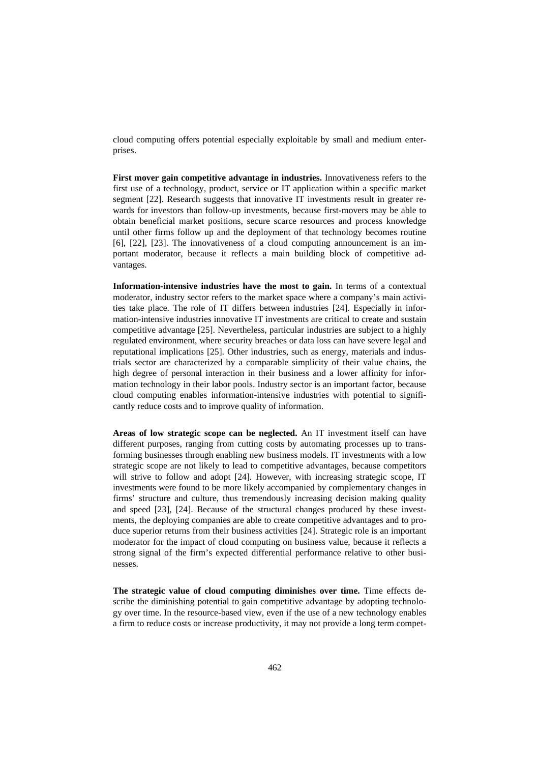cloud computing offers potential especially exploitable by small and medium enterprises.

**First mover gain competitive advantage in industries.** Innovativeness refers to the first use of a technology, product, service or IT application within a specific market segment [22]. Research suggests that innovative IT investments result in greater rewards for investors than follow-up investments, because first-movers may be able to obtain beneficial market positions, secure scarce resources and process knowledge until other firms follow up and the deployment of that technology becomes routine [6], [22], [23]. The innovativeness of a cloud computing announcement is an important moderator, because it reflects a main building block of competitive advantages.

**Information-intensive industries have the most to gain.** In terms of a contextual moderator, industry sector refers to the market space where a company's main activities take place. The role of IT differs between industries [24]. Especially in information-intensive industries innovative IT investments are critical to create and sustain competitive advantage [25]. Nevertheless, particular industries are subject to a highly regulated environment, where security breaches or data loss can have severe legal and reputational implications [25]. Other industries, such as energy, materials and industrials sector are characterized by a comparable simplicity of their value chains, the high degree of personal interaction in their business and a lower affinity for information technology in their labor pools. Industry sector is an important factor, because cloud computing enables information-intensive industries with potential to significantly reduce costs and to improve quality of information.

**Areas of low strategic scope can be neglected.** An IT investment itself can have different purposes, ranging from cutting costs by automating processes up to transforming businesses through enabling new business models. IT investments with a low strategic scope are not likely to lead to competitive advantages, because competitors will strive to follow and adopt [24]. However, with increasing strategic scope, IT investments were found to be more likely accompanied by complementary changes in firms' structure and culture, thus tremendously increasing decision making quality and speed [23], [24]. Because of the structural changes produced by these investments, the deploying companies are able to create competitive advantages and to produce superior returns from their business activities [24]. Strategic role is an important moderator for the impact of cloud computing on business value, because it reflects a strong signal of the firm's expected differential performance relative to other businesses.

**The strategic value of cloud computing diminishes over time.** Time effects describe the diminishing potential to gain competitive advantage by adopting technology over time. In the resource-based view, even if the use of a new technology enables a firm to reduce costs or increase productivity, it may not provide a long term compet-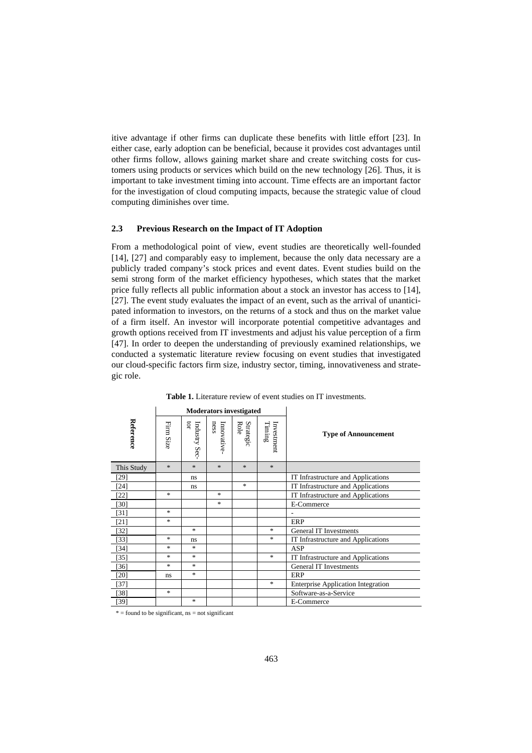itive advantage if other firms can duplicate these benefits with little effort [23]. In either case, early adoption can be beneficial, because it provides cost advantages until other firms follow, allows gaining market share and create switching costs for customers using products or services which build on the new technology [26]. Thus, it is important to take investment timing into account. Time effects are an important factor for the investigation of cloud computing impacts, because the strategic value of cloud computing diminishes over time.

### 2.3 Previous Research on the Impact of IT Adoption

From a methodological point of view, event studies are theoretically well-founded [14], [27] and comparably easy to implement, because the only data necessary are a publicly traded company's stock prices and event dates. Event studies build on the semi strong form of the market efficiency hypotheses, which states that the market price fully reflects all public information about a stock an investor has access to [14], [27]. The event study evaluates the impact of an event, such as the arrival of unanticipated information to investors, on the returns of a stock and thus on the market value of a firm itself. An investor will incorporate potential competitive advantages and growth options received from IT investments and adjust his value perception of a firm [47]. In order to deepen the understanding of previously examined relationships, we conducted a systematic literature review focusing on event studies that investigated our cloud-specific factors firm size, industry sector, timing, innovativeness and strategic role.

**Table 1.** Literature review of event studies on IT investments.

| Reference | Moderators investigated | | | | | Type of Announcement |
|---|---|---|---|---|---|---|
| | Firm Size | Industry Sector | Innovativeness | Strategic Role | Investment Timing | |
| This Study | * | * | * | * | * | |
| [29] | | ns | | | | IT Infrastructure and Applications |
| [24] | | ns | | * | | IT Infrastructure and Applications |
| [22] | * | | * | | | IT Infrastructure and Applications |
| [30] | | | * | | | E-Commerce |
| [31] | * | | | | | - |
| [21] | * | | | | | ERP |
| [32] | | * | | | * | General IT Investments |
| [33] | * | ns | | | * | IT Infrastructure and Applications |
| [34] | * | * | | | | ASP |
| [35] | * | * | | | * | IT Infrastructure and Applications |
| [36] | * | * | | | | General IT Investments |
| [20] | ns | * | | | | ERP |
| [37] | | | | | * | Enterprise Application Integration |
| [38] | * | | | | | Software-as-a-Service |
| [39] | | * | | | | E-Commerce |

* = found to be significant, ns = not significant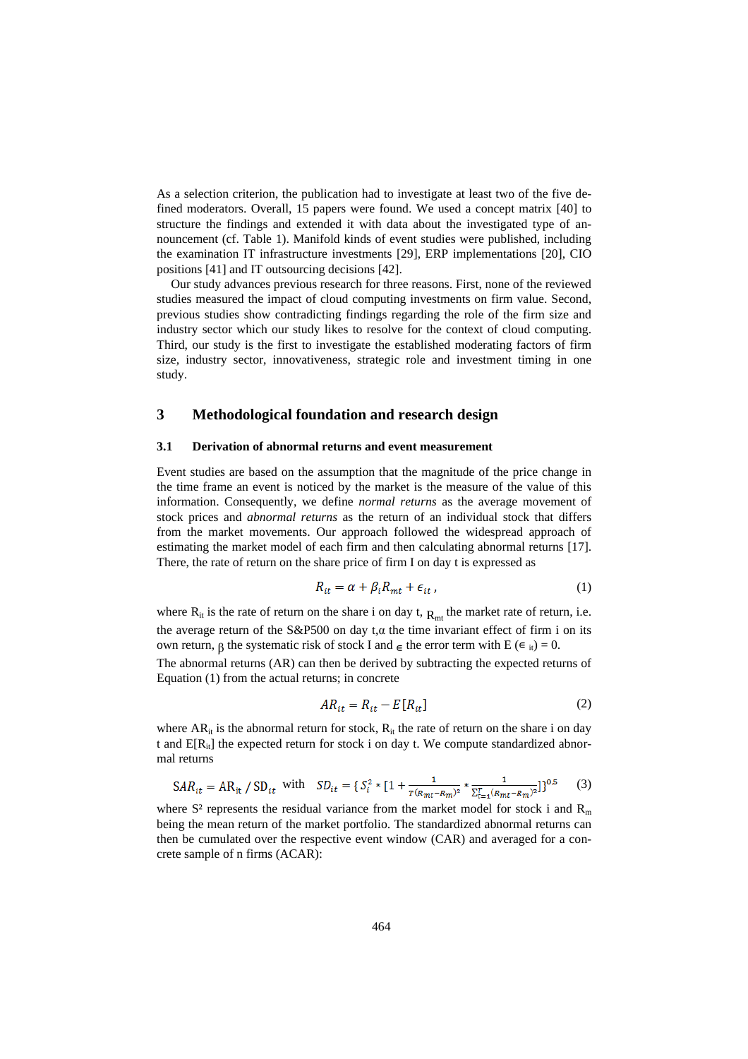As a selection criterion, the publication had to investigate at least two of the five defined moderators. Overall, 15 papers were found. We used a concept matrix [40] to structure the findings and extended it with data about the investigated type of announcement (cf. Table 1). Manifold kinds of event studies were published, including the examination IT infrastructure investments [29], ERP implementations [20], CIO positions [41] and IT outsourcing decisions [42].

Our study advances previous research for three reasons. First, none of the reviewed studies measured the impact of cloud computing investments on firm value. Second, previous studies show contradicting findings regarding the role of the firm size and industry sector which our study likes to resolve for the context of cloud computing. Third, our study is the first to investigate the established moderating factors of firm size, industry sector, innovativeness, strategic role and investment timing in one study.

## 3 Methodological foundation and research design

### 3.1 Derivation of abnormal returns and event measurement

Event studies are based on the assumption that the magnitude of the price change in the time frame an event is noticed by the market is the measure of the value of this information. Consequently, we define *normal returns* as the average movement of stock prices and *abnormal returns* as the return of an individual stock that differs from the market movements. Our approach followed the widespread approach of estimating the market model of each firm and then calculating abnormal returns [17]. There, the rate of return on the share price of firm I on day t is expressed as

$$R_{it} = \alpha + \beta_i R_{mt} + \epsilon_{it}\,, \tag{1}$$

where $R_{it}$ is the rate of return on the share i on day t, $R_{mt}$ the market rate of return, i.e. the average return of the S&P500 on day t, $\alpha$ the time invariant effect of firm i on its own return, $\beta$ the systematic risk of stock I and $\epsilon$ the error term with $E(\epsilon_{it}) = 0$.

The abnormal returns (AR) can then be derived by subtracting the expected returns of Equation (1) from the actual returns; in concrete

$$AR_{it} = R_{it} - E[R_{it}] \tag{2}$$

where $AR_{it}$ is the abnormal return for stock, $R_{it}$ the rate of return on the share i on day t and $E[R_{it}]$ the expected return for stock i on day t. We compute standardized abnormal returns

$$SAR_{it} = AR_{it} / SD_{it} \quad \text{with} \quad SD_{it} = \{S_i^2 * [1 + \frac{1}{T(R_{mt}-R_m)^2} * \frac{1}{\sum_{t=1}^{T}(R_{mt}-R_m)^2}]\}^{0.5} \tag{3}$$

where $S^2$ represents the residual variance from the market model for stock i and $R_m$ being the mean return of the market portfolio. The standardized abnormal returns can then be cumulated over the respective event window (CAR) and averaged for a concrete sample of n firms (ACAR):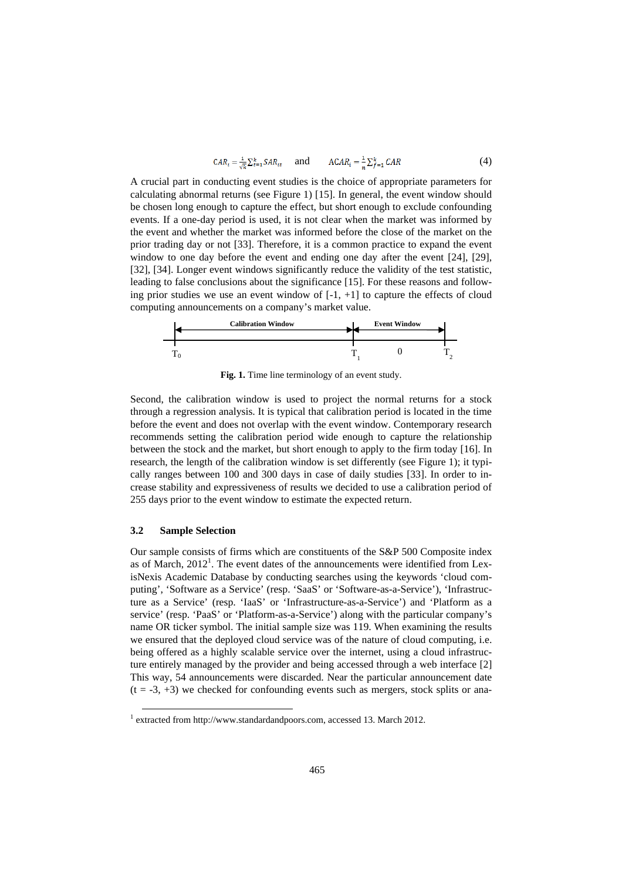$$CAR_i = \frac{1}{\sqrt{k}} \sum_{t=1}^{k} SAR_{it} \quad \text{and} \quad ACAR_i = \frac{1}{n} \sum_{f=1}^{k} CAR \tag{4}$$

A crucial part in conducting event studies is the choice of appropriate parameters for calculating abnormal returns (see Figure 1) [15]. In general, the event window should be chosen long enough to capture the effect, but short enough to exclude confounding events. If a one-day period is used, it is not clear when the market was informed by the event and whether the market was informed before the close of the market on the prior trading day or not [33]. Therefore, it is a common practice to expand the event window to one day before the event and ending one day after the event [24], [29], [32], [34]. Longer event windows significantly reduce the validity of the test statistic, leading to false conclusions about the significance [15]. For these reasons and following prior studies we use an event window of [-1, +1] to capture the effects of cloud computing announcements on a company's market value.

Calibration Window | Event Window

$T_0$ | $T_1$ | 0 | $T_2$

**Fig. 1.** Time line terminology of an event study.

Second, the calibration window is used to project the normal returns for a stock through a regression analysis. It is typical that calibration period is located in the time before the event and does not overlap with the event window. Contemporary research recommends setting the calibration period wide enough to capture the relationship between the stock and the market, but short enough to apply to the firm today [16]. In research, the length of the calibration window is set differently (see Figure 1); it typically ranges between 100 and 300 days in case of daily studies [33]. In order to increase stability and expressiveness of results we decided to use a calibration period of 255 days prior to the event window to estimate the expected return.

### 3.2 Sample Selection

Our sample consists of firms which are constituents of the S&P 500 Composite index as of March, 2012[1]. The event dates of the announcements were identified from LexisNexis Academic Database by conducting searches using the keywords 'cloud computing', 'Software as a Service' (resp. 'SaaS' or 'Software-as-a-Service'), 'Infrastructure as a Service' (resp. 'IaaS' or 'Infrastructure-as-a-Service') and 'Platform as a service' (resp. 'PaaS' or 'Platform-as-a-Service') along with the particular company's name OR ticker symbol. The initial sample size was 119. When examining the results we ensured that the deployed cloud service was of the nature of cloud computing, i.e. being offered as a highly scalable service over the internet, using a cloud infrastructure entirely managed by the provider and being accessed through a web interface [2] This way, 54 announcements were discarded. Near the particular announcement date (t = -3, +3) we checked for confounding events such as mergers, stock splits or ana-

[1] extracted from http://www.standardandpoors.com, accessed 13. March 2012.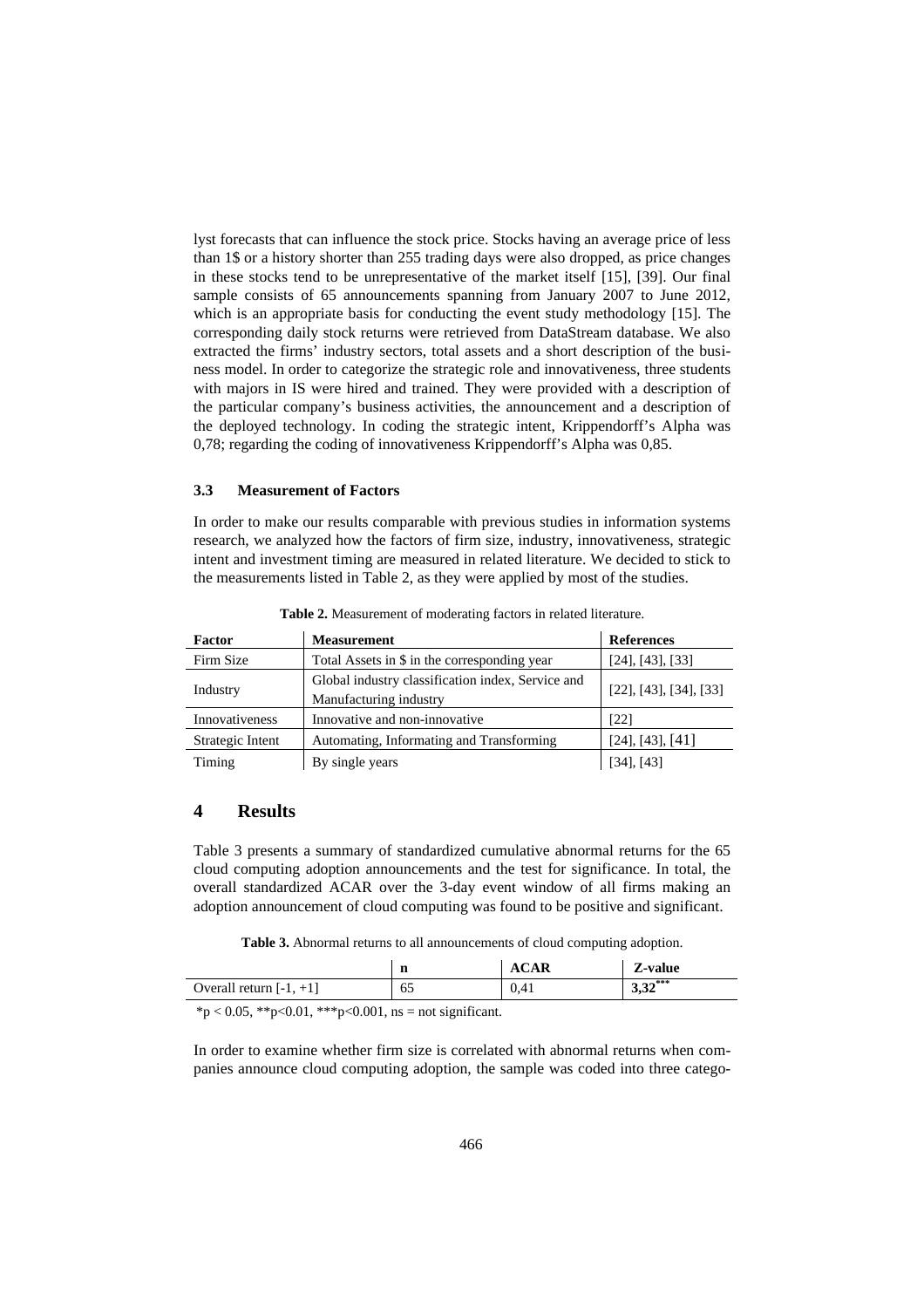lyst forecasts that can influence the stock price. Stocks having an average price of less than 1$ or a history shorter than 255 trading days were also dropped, as price changes in these stocks tend to be unrepresentative of the market itself [15], [39]. Our final sample consists of 65 announcements spanning from January 2007 to June 2012, which is an appropriate basis for conducting the event study methodology [15]. The corresponding daily stock returns were retrieved from DataStream database. We also extracted the firms' industry sectors, total assets and a short description of the business model. In order to categorize the strategic role and innovativeness, three students with majors in IS were hired and trained. They were provided with a description of the particular company's business activities, the announcement and a description of the deployed technology. In coding the strategic intent, Krippendorff's Alpha was 0,78; regarding the coding of innovativeness Krippendorff's Alpha was 0,85.

### 3.3 Measurement of Factors

In order to make our results comparable with previous studies in information systems research, we analyzed how the factors of firm size, industry, innovativeness, strategic intent and investment timing are measured in related literature. We decided to stick to the measurements listed in Table 2, as they were applied by most of the studies.

**Table 2.** Measurement of moderating factors in related literature.

| Factor | Measurement | References |
|---|---|---|
| Firm Size | Total Assets in $ in the corresponding year | [24], [43], [33] |
| Industry | Global industry classification index, Service and Manufacturing industry | [22], [43], [34], [33] |
| Innovativeness | Innovative and non-innovative | [22] |
| Strategic Intent | Automating, Informating and Transforming | [24], [43], [41] |
| Timing | By single years | [34], [43] |

## 4 Results

Table 3 presents a summary of standardized cumulative abnormal returns for the 65 cloud computing adoption announcements and the test for significance. In total, the overall standardized ACAR over the 3-day event window of all firms making an adoption announcement of cloud computing was found to be positive and significant.

**Table 3.** Abnormal returns to all announcements of cloud computing adoption.

| | n | ACAR | Z-value |
|---|---|---|---|
| Overall return [-1, +1] | 65 | 0,41 | **3,32*****|

*p < 0.05, **p<0.01, ***p<0.001, ns = not significant.

In order to examine whether firm size is correlated with abnormal returns when companies announce cloud computing adoption, the sample was coded into three catego-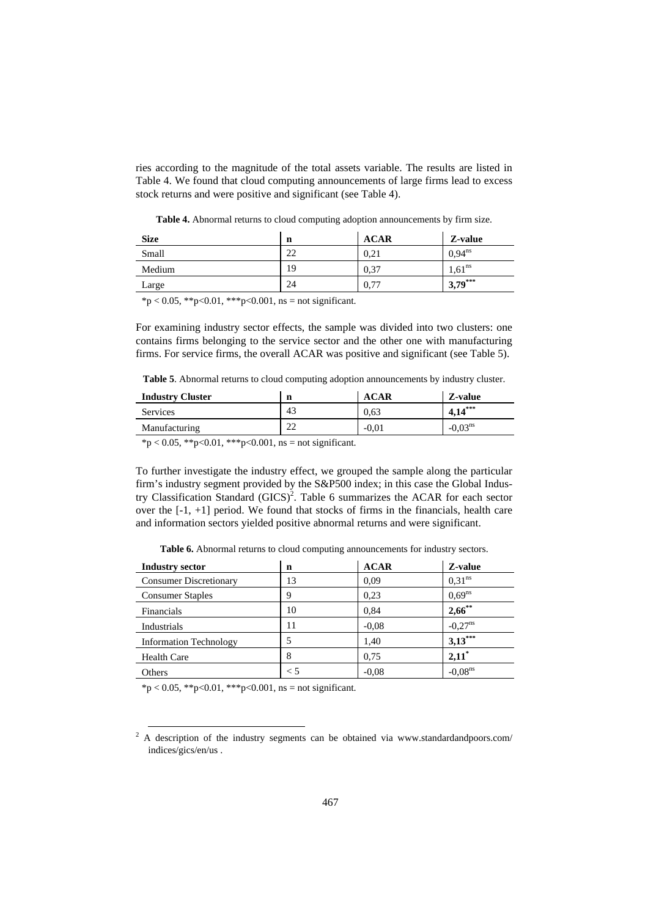ries according to the magnitude of the total assets variable. The results are listed in Table 4. We found that cloud computing announcements of large firms lead to excess stock returns and were positive and significant (see Table 4).

**Table 4.** Abnormal returns to cloud computing adoption announcements by firm size.

| Size | n | ACAR | Z-value |
|---|---|---|---|
| Small | 22 | 0,21 | $0{,}94^{ns}$ |
| Medium | 19 | 0,37 | $1{,}61^{ns}$ |
| Large | 24 | 0,77 | $\mathbf{3{,}79^{***}}$ |

*p < 0.05, **p<0.01, ***p<0.001, ns = not significant.

For examining industry sector effects, the sample was divided into two clusters: one contains firms belonging to the service sector and the other one with manufacturing firms. For service firms, the overall ACAR was positive and significant (see Table 5).

**Table 5**. Abnormal returns to cloud computing adoption announcements by industry cluster.

| Industry Cluster | n | ACAR | Z-value |
|---|---|---|---|
| Services | 43 | 0,63 | $\mathbf{4{,}14^{***}}$ |
| Manufacturing | 22 | -0,01 | $-0{,}03^{ns}$ |

*p < 0.05, **p<0.01, ***p<0.001, ns = not significant.

To further investigate the industry effect, we grouped the sample along the particular firm's industry segment provided by the S&P500 index; in this case the Global Industry Classification Standard (GICS)[2]. Table 6 summarizes the ACAR for each sector over the [-1, +1] period. We found that stocks of firms in the financials, health care and information sectors yielded positive abnormal returns and were significant.

**Table 6.** Abnormal returns to cloud computing announcements for industry sectors.

| Industry sector | n | ACAR | Z-value |
|---|---|---|---|
| Consumer Discretionary | 13 | 0,09 | $0{,}31^{ns}$ |
| Consumer Staples | 9 | 0,23 | $0{,}69^{ns}$ |
| Financials | 10 | 0,84 | $\mathbf{2{,}66^{**}}$ |
| Industrials | 11 | -0,08 | $-0{,}27^{ns}$ |
| Information Technology | 5 | 1,40 | $\mathbf{3{,}13^{***}}$ |
| Health Care | 8 | 0,75 | $\mathbf{2{,}11^{*}}$ |
| Others | < 5 | -0,08 | $-0{,}08^{ns}$ |

*p < 0.05, **p<0.01, ***p<0.001, ns = not significant.

[2] A description of the industry segments can be obtained via www.standardandpoors.com/indices/gics/en/us .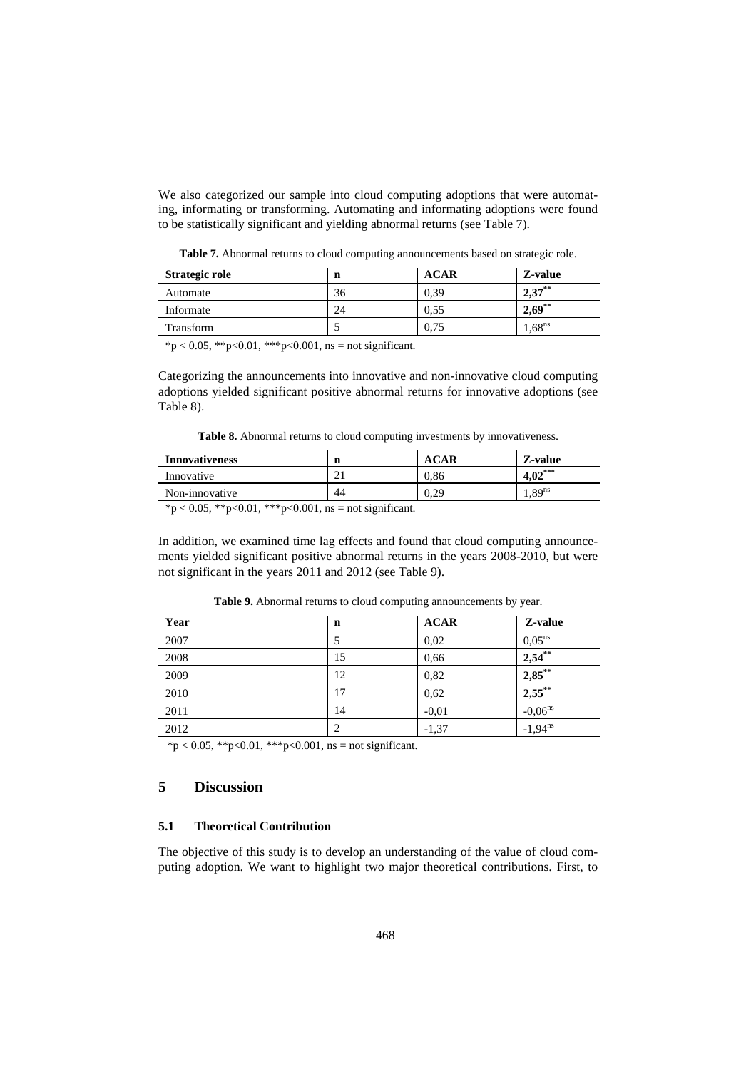We also categorized our sample into cloud computing adoptions that were automating, informating or transforming. Automating and informating adoptions were found to be statistically significant and yielding abnormal returns (see Table 7).

**Table 7.** Abnormal returns to cloud computing announcements based on strategic role.

| Strategic role | n | ACAR | Z-value |
|---|---|---|---|
| Automate | 36 | 0,39 | **2,37**$^{**}$ |
| Informate | 24 | 0,55 | **2,69**$^{**}$ |
| Transform | 5 | 0,75 | 1,68$^{ns}$ |

*p < 0.05, **p<0.01, ***p<0.001, ns = not significant.

Categorizing the announcements into innovative and non-innovative cloud computing adoptions yielded significant positive abnormal returns for innovative adoptions (see Table 8).

**Table 8.** Abnormal returns to cloud computing investments by innovativeness.

| Innovativeness | n | ACAR | Z-value |
|---|---|---|---|
| Innovative | 21 | 0,86 | **4,02**$^{***}$ |
| Non-innovative | 44 | 0,29 | 1,89$^{ns}$ |

*p < 0.05, **p<0.01, ***p<0.001, ns = not significant.

In addition, we examined time lag effects and found that cloud computing announcements yielded significant positive abnormal returns in the years 2008-2010, but were not significant in the years 2011 and 2012 (see Table 9).

**Table 9.** Abnormal returns to cloud computing announcements by year.

| Year | n | ACAR | Z-value |
|---|---|---|---|
| 2007 | 5 | 0,02 | 0,05$^{ns}$ |
| 2008 | 15 | 0,66 | **2,54**$^{**}$ |
| 2009 | 12 | 0,82 | **2,85**$^{**}$ |
| 2010 | 17 | 0,62 | **2,55**$^{**}$ |
| 2011 | 14 | -0,01 | -0,06$^{ns}$ |
| 2012 | 2 | -1,37 | -1,94$^{ns}$ |

*p < 0.05, **p<0.01, ***p<0.001, ns = not significant.

# 5 Discussion

## 5.1 Theoretical Contribution

The objective of this study is to develop an understanding of the value of cloud computing adoption. We want to highlight two major theoretical contributions. First, to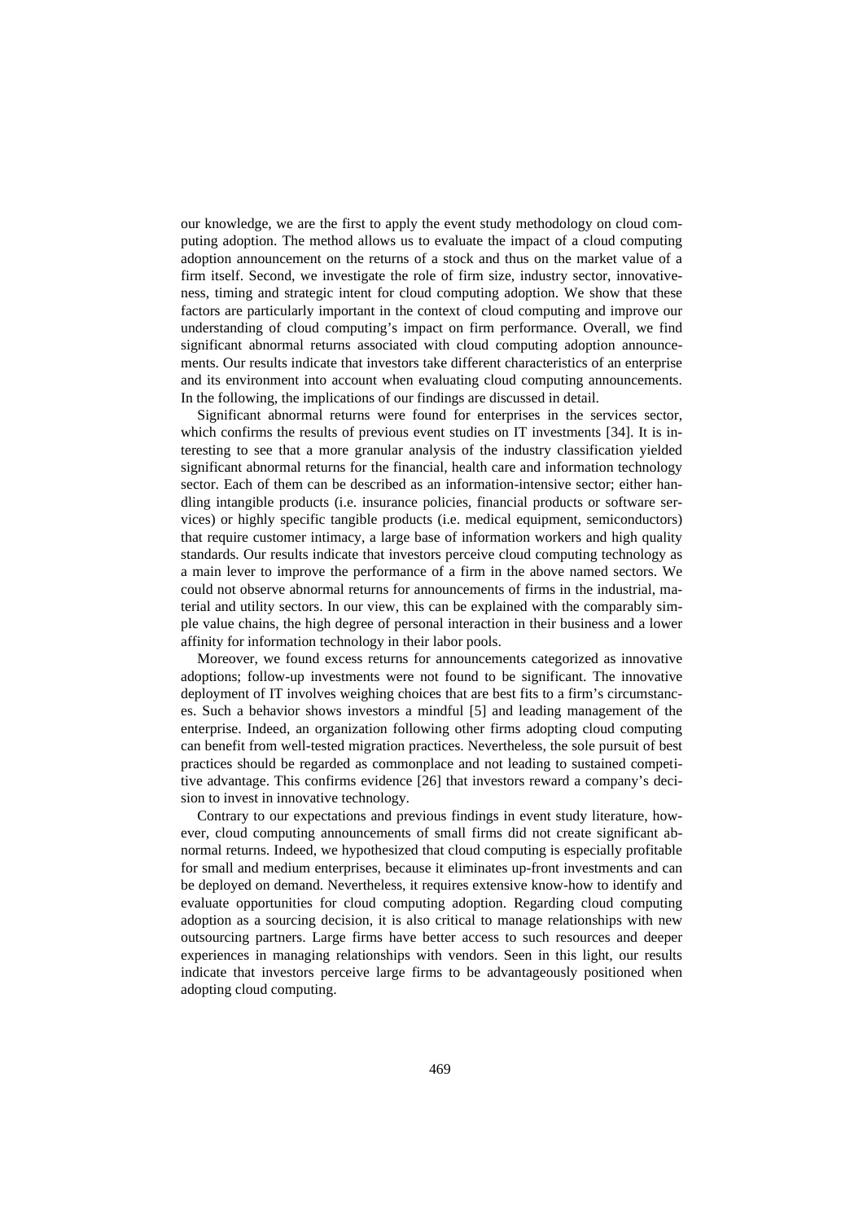our knowledge, we are the first to apply the event study methodology on cloud computing adoption. The method allows us to evaluate the impact of a cloud computing adoption announcement on the returns of a stock and thus on the market value of a firm itself. Second, we investigate the role of firm size, industry sector, innovativeness, timing and strategic intent for cloud computing adoption. We show that these factors are particularly important in the context of cloud computing and improve our understanding of cloud computing's impact on firm performance. Overall, we find significant abnormal returns associated with cloud computing adoption announcements. Our results indicate that investors take different characteristics of an enterprise and its environment into account when evaluating cloud computing announcements. In the following, the implications of our findings are discussed in detail.

Significant abnormal returns were found for enterprises in the services sector, which confirms the results of previous event studies on IT investments [34]. It is interesting to see that a more granular analysis of the industry classification yielded significant abnormal returns for the financial, health care and information technology sector. Each of them can be described as an information-intensive sector; either handling intangible products (i.e. insurance policies, financial products or software services) or highly specific tangible products (i.e. medical equipment, semiconductors) that require customer intimacy, a large base of information workers and high quality standards. Our results indicate that investors perceive cloud computing technology as a main lever to improve the performance of a firm in the above named sectors. We could not observe abnormal returns for announcements of firms in the industrial, material and utility sectors. In our view, this can be explained with the comparably simple value chains, the high degree of personal interaction in their business and a lower affinity for information technology in their labor pools.

Moreover, we found excess returns for announcements categorized as innovative adoptions; follow-up investments were not found to be significant. The innovative deployment of IT involves weighing choices that are best fits to a firm's circumstances. Such a behavior shows investors a mindful [5] and leading management of the enterprise. Indeed, an organization following other firms adopting cloud computing can benefit from well-tested migration practices. Nevertheless, the sole pursuit of best practices should be regarded as commonplace and not leading to sustained competitive advantage. This confirms evidence [26] that investors reward a company's decision to invest in innovative technology.

Contrary to our expectations and previous findings in event study literature, however, cloud computing announcements of small firms did not create significant abnormal returns. Indeed, we hypothesized that cloud computing is especially profitable for small and medium enterprises, because it eliminates up-front investments and can be deployed on demand. Nevertheless, it requires extensive know-how to identify and evaluate opportunities for cloud computing adoption. Regarding cloud computing adoption as a sourcing decision, it is also critical to manage relationships with new outsourcing partners. Large firms have better access to such resources and deeper experiences in managing relationships with vendors. Seen in this light, our results indicate that investors perceive large firms to be advantageously positioned when adopting cloud computing.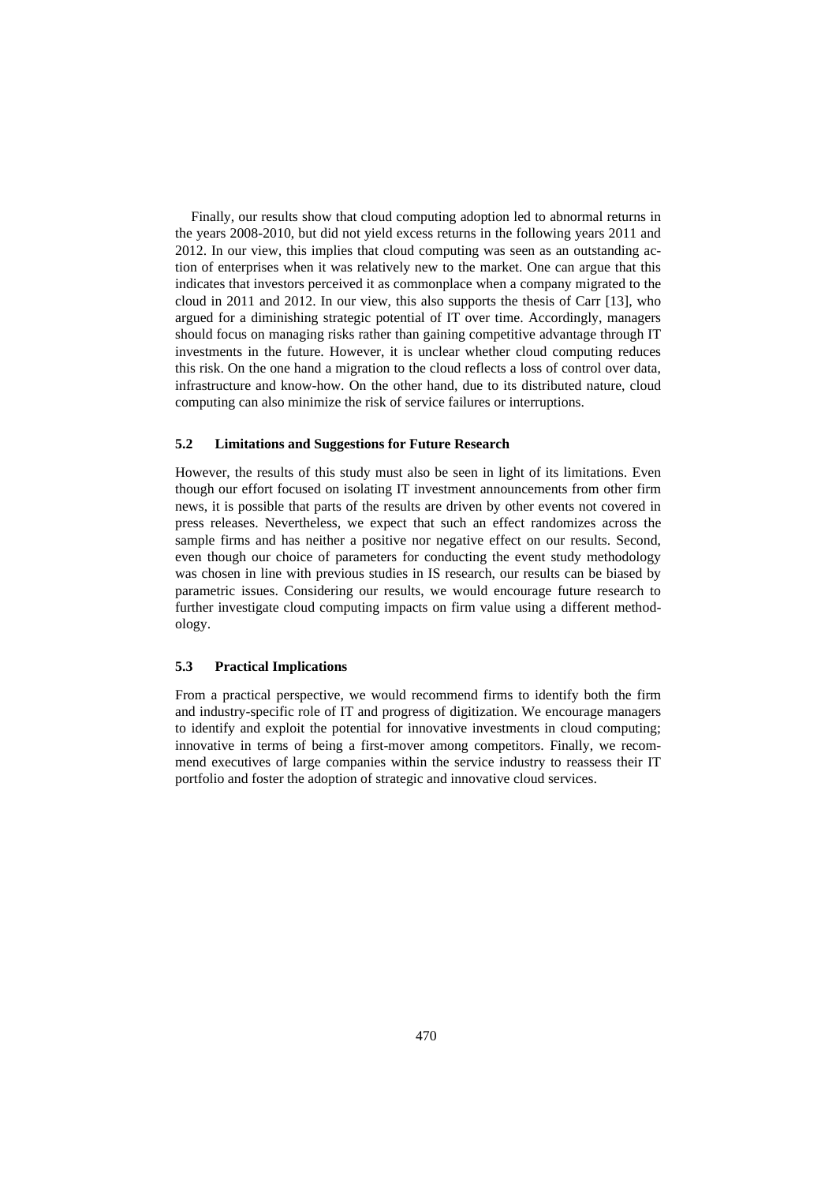Finally, our results show that cloud computing adoption led to abnormal returns in the years 2008-2010, but did not yield excess returns in the following years 2011 and 2012. In our view, this implies that cloud computing was seen as an outstanding action of enterprises when it was relatively new to the market. One can argue that this indicates that investors perceived it as commonplace when a company migrated to the cloud in 2011 and 2012. In our view, this also supports the thesis of Carr [13], who argued for a diminishing strategic potential of IT over time. Accordingly, managers should focus on managing risks rather than gaining competitive advantage through IT investments in the future. However, it is unclear whether cloud computing reduces this risk. On the one hand a migration to the cloud reflects a loss of control over data, infrastructure and know-how. On the other hand, due to its distributed nature, cloud computing can also minimize the risk of service failures or interruptions.

### 5.2 Limitations and Suggestions for Future Research

However, the results of this study must also be seen in light of its limitations. Even though our effort focused on isolating IT investment announcements from other firm news, it is possible that parts of the results are driven by other events not covered in press releases. Nevertheless, we expect that such an effect randomizes across the sample firms and has neither a positive nor negative effect on our results. Second, even though our choice of parameters for conducting the event study methodology was chosen in line with previous studies in IS research, our results can be biased by parametric issues. Considering our results, we would encourage future research to further investigate cloud computing impacts on firm value using a different methodology.

### 5.3 Practical Implications

From a practical perspective, we would recommend firms to identify both the firm and industry-specific role of IT and progress of digitization. We encourage managers to identify and exploit the potential for innovative investments in cloud computing; innovative in terms of being a first-mover among competitors. Finally, we recommend executives of large companies within the service industry to reassess their IT portfolio and foster the adoption of strategic and innovative cloud services.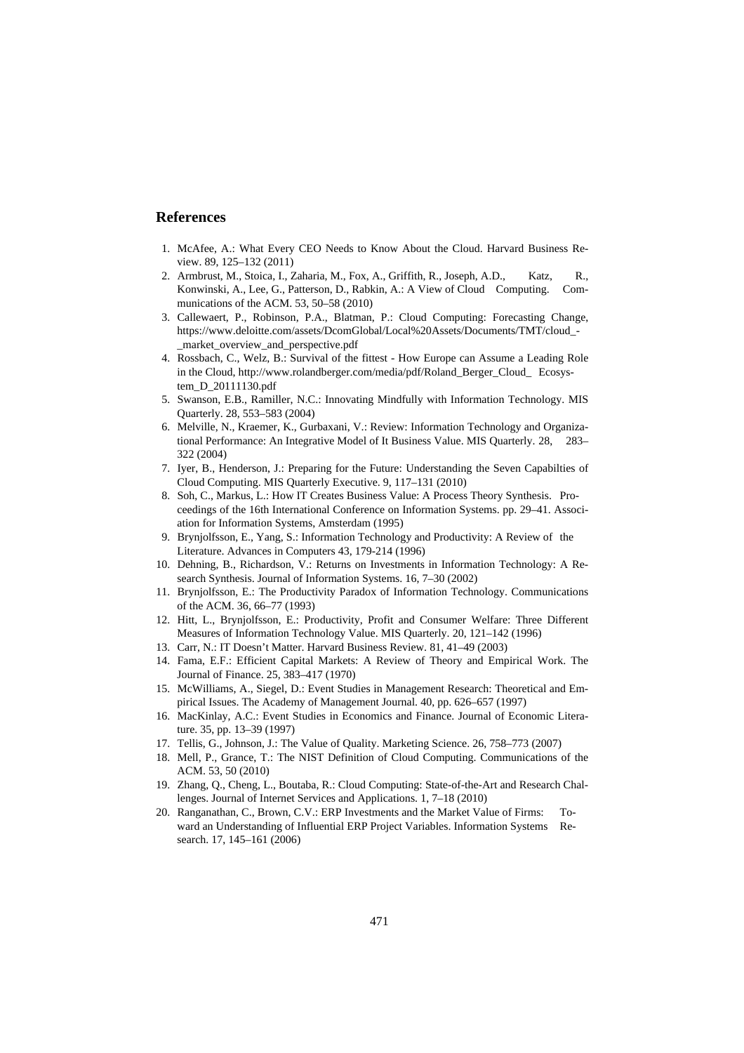## References

1. McAfee, A.: What Every CEO Needs to Know About the Cloud. Harvard Business Review. 89, 125–132 (2011)
2. Armbrust, M., Stoica, I., Zaharia, M., Fox, A., Griffith, R., Joseph, A.D., Katz, R., Konwinski, A., Lee, G., Patterson, D., Rabkin, A.: A View of Cloud Computing. Communications of the ACM. 53, 50–58 (2010)
3. Callewaert, P., Robinson, P.A., Blatman, P.: Cloud Computing: Forecasting Change, https://www.deloitte.com/assets/DcomGlobal/Local%20Assets/Documents/TMT/cloud_-_market_overview_and_perspective.pdf
4. Rossbach, C., Welz, B.: Survival of the fittest - How Europe can Assume a Leading Role in the Cloud, http://www.rolandberger.com/media/pdf/Roland_Berger_Cloud_ Ecosystem_D_20111130.pdf
5. Swanson, E.B., Ramiller, N.C.: Innovating Mindfully with Information Technology. MIS Quarterly. 28, 553–583 (2004)
6. Melville, N., Kraemer, K., Gurbaxani, V.: Review: Information Technology and Organizational Performance: An Integrative Model of It Business Value. MIS Quarterly. 28, 283–322 (2004)
7. Iyer, B., Henderson, J.: Preparing for the Future: Understanding the Seven Capabilties of Cloud Computing. MIS Quarterly Executive. 9, 117–131 (2010)
8. Soh, C., Markus, L.: How IT Creates Business Value: A Process Theory Synthesis. Proceedings of the 16th International Conference on Information Systems. pp. 29–41. Association for Information Systems, Amsterdam (1995)
9. Brynjolfsson, E., Yang, S.: Information Technology and Productivity: A Review of the Literature. Advances in Computers 43, 179-214 (1996)
10. Dehning, B., Richardson, V.: Returns on Investments in Information Technology: A Research Synthesis. Journal of Information Systems. 16, 7–30 (2002)
11. Brynjolfsson, E.: The Productivity Paradox of Information Technology. Communications of the ACM. 36, 66–77 (1993)
12. Hitt, L., Brynjolfsson, E.: Productivity, Profit and Consumer Welfare: Three Different Measures of Information Technology Value. MIS Quarterly. 20, 121–142 (1996)
13. Carr, N.: IT Doesn't Matter. Harvard Business Review. 81, 41–49 (2003)
14. Fama, E.F.: Efficient Capital Markets: A Review of Theory and Empirical Work. The Journal of Finance. 25, 383–417 (1970)
15. McWilliams, A., Siegel, D.: Event Studies in Management Research: Theoretical and Empirical Issues. The Academy of Management Journal. 40, pp. 626–657 (1997)
16. MacKinlay, A.C.: Event Studies in Economics and Finance. Journal of Economic Literature. 35, pp. 13–39 (1997)
17. Tellis, G., Johnson, J.: The Value of Quality. Marketing Science. 26, 758–773 (2007)
18. Mell, P., Grance, T.: The NIST Definition of Cloud Computing. Communications of the ACM. 53, 50 (2010)
19. Zhang, Q., Cheng, L., Boutaba, R.: Cloud Computing: State-of-the-Art and Research Challenges. Journal of Internet Services and Applications. 1, 7–18 (2010)
20. Ranganathan, C., Brown, C.V.: ERP Investments and the Market Value of Firms: Toward an Understanding of Influential ERP Project Variables. Information Systems Research. 17, 145–161 (2006)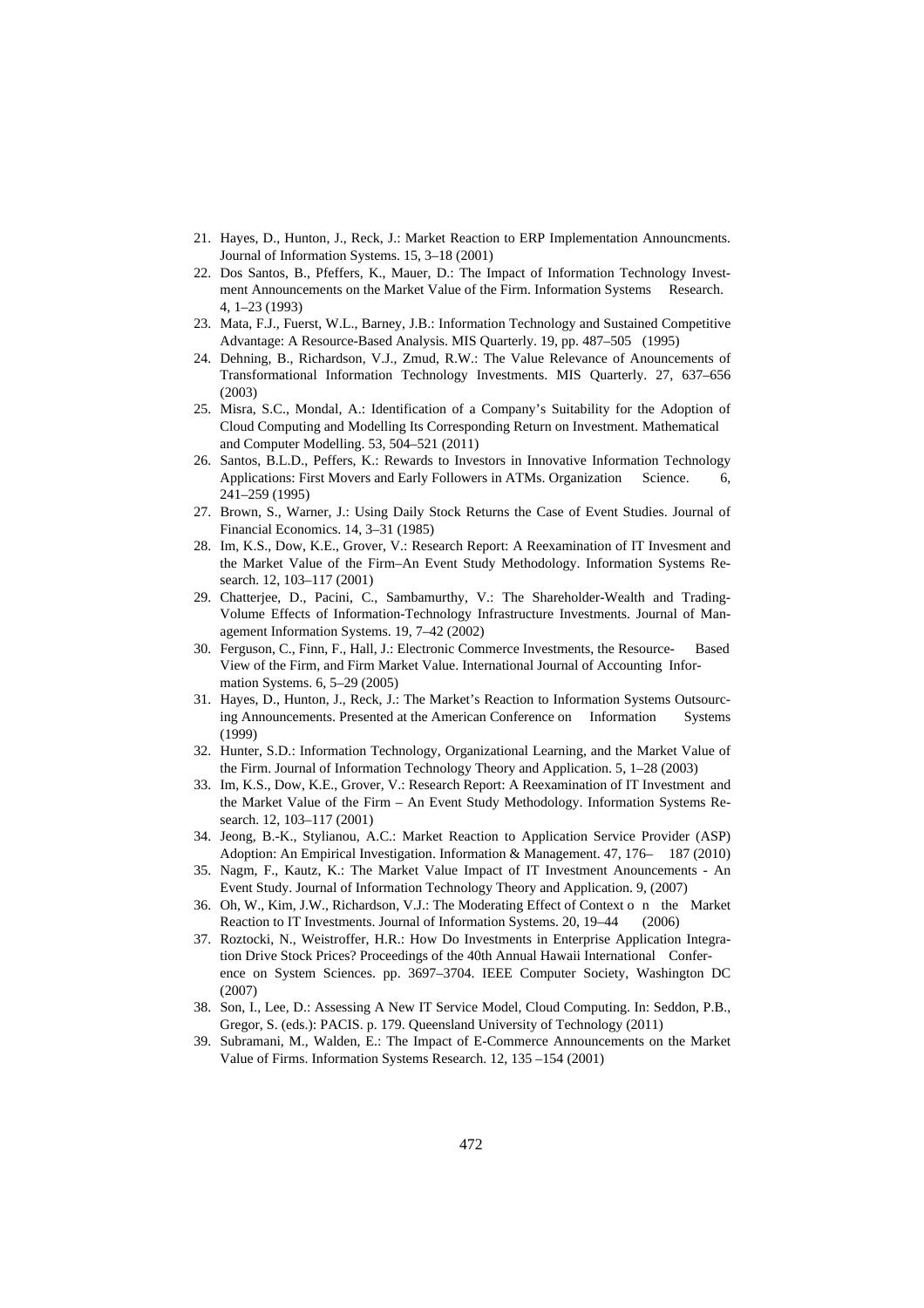21. Hayes, D., Hunton, J., Reck, J.: Market Reaction to ERP Implementation Announcments. Journal of Information Systems. 15, 3–18 (2001)
22. Dos Santos, B., Pfeffers, K., Mauer, D.: The Impact of Information Technology Investment Announcements on the Market Value of the Firm. Information Systems Research. 4, 1–23 (1993)
23. Mata, F.J., Fuerst, W.L., Barney, J.B.: Information Technology and Sustained Competitive Advantage: A Resource-Based Analysis. MIS Quarterly. 19, pp. 487–505 (1995)
24. Dehning, B., Richardson, V.J., Zmud, R.W.: The Value Relevance of Anouncements of Transformational Information Technology Investments. MIS Quarterly. 27, 637–656 (2003)
25. Misra, S.C., Mondal, A.: Identification of a Company's Suitability for the Adoption of Cloud Computing and Modelling Its Corresponding Return on Investment. Mathematical and Computer Modelling. 53, 504–521 (2011)
26. Santos, B.L.D., Peffers, K.: Rewards to Investors in Innovative Information Technology Applications: First Movers and Early Followers in ATMs. Organization Science. 6, 241–259 (1995)
27. Brown, S., Warner, J.: Using Daily Stock Returns the Case of Event Studies. Journal of Financial Economics. 14, 3–31 (1985)
28. Im, K.S., Dow, K.E., Grover, V.: Research Report: A Reexamination of IT Invesment and the Market Value of the Firm–An Event Study Methodology. Information Systems Research. 12, 103–117 (2001)
29. Chatterjee, D., Pacini, C., Sambamurthy, V.: The Shareholder-Wealth and Trading-Volume Effects of Information-Technology Infrastructure Investments. Journal of Management Information Systems. 19, 7–42 (2002)
30. Ferguson, C., Finn, F., Hall, J.: Electronic Commerce Investments, the Resource- Based View of the Firm, and Firm Market Value. International Journal of Accounting Information Systems. 6, 5–29 (2005)
31. Hayes, D., Hunton, J., Reck, J.: The Market's Reaction to Information Systems Outsourcing Announcements. Presented at the American Conference on Information Systems (1999)
32. Hunter, S.D.: Information Technology, Organizational Learning, and the Market Value of the Firm. Journal of Information Technology Theory and Application. 5, 1–28 (2003)
33. Im, K.S., Dow, K.E., Grover, V.: Research Report: A Reexamination of IT Investment and the Market Value of the Firm – An Event Study Methodology. Information Systems Research. 12, 103–117 (2001)
34. Jeong, B.-K., Stylianou, A.C.: Market Reaction to Application Service Provider (ASP) Adoption: An Empirical Investigation. Information & Management. 47, 176– 187 (2010)
35. Nagm, F., Kautz, K.: The Market Value Impact of IT Investment Anouncements - An Event Study. Journal of Information Technology Theory and Application. 9, (2007)
36. Oh, W., Kim, J.W., Richardson, V.J.: The Moderating Effect of Context o n the Market Reaction to IT Investments. Journal of Information Systems. 20, 19–44 (2006)
37. Roztocki, N., Weistroffer, H.R.: How Do Investments in Enterprise Application Integration Drive Stock Prices? Proceedings of the 40th Annual Hawaii International Conference on System Sciences. pp. 3697–3704. IEEE Computer Society, Washington DC (2007)
38. Son, I., Lee, D.: Assessing A New IT Service Model, Cloud Computing. In: Seddon, P.B., Gregor, S. (eds.): PACIS. p. 179. Queensland University of Technology (2011)
39. Subramani, M., Walden, E.: The Impact of E-Commerce Announcements on the Market Value of Firms. Information Systems Research. 12, 135 –154 (2001)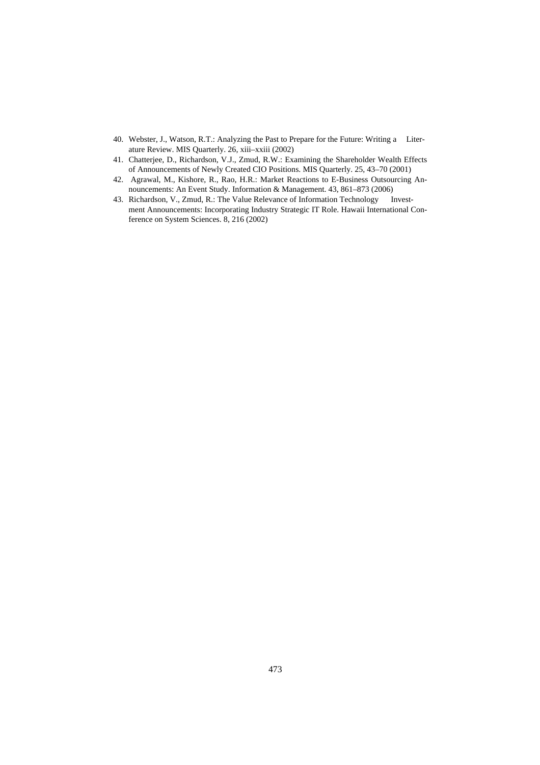40. Webster, J., Watson, R.T.: Analyzing the Past to Prepare for the Future: Writing a Literature Review. MIS Quarterly. 26, xiii–xxiii (2002)
41. Chatterjee, D., Richardson, V.J., Zmud, R.W.: Examining the Shareholder Wealth Effects of Announcements of Newly Created CIO Positions. MIS Quarterly. 25, 43–70 (2001)
42. Agrawal, M., Kishore, R., Rao, H.R.: Market Reactions to E-Business Outsourcing Announcements: An Event Study. Information & Management. 43, 861–873 (2006)
43. Richardson, V., Zmud, R.: The Value Relevance of Information Technology Investment Announcements: Incorporating Industry Strategic IT Role. Hawaii International Conference on System Sciences. 8, 216 (2002)